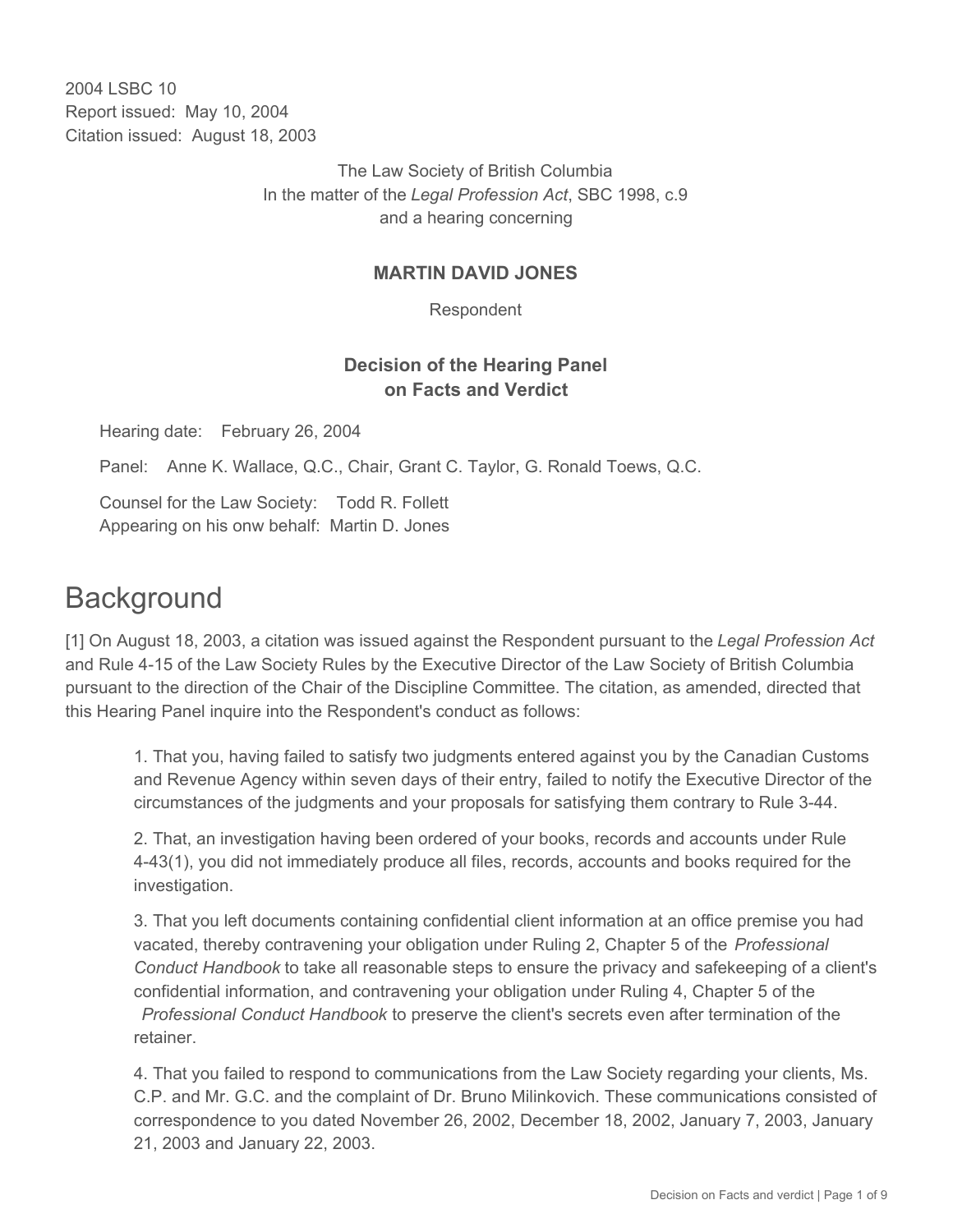2004 LSBC 10
Report issued: May 10, 2004
Citation issued: August 18, 2003

The Law Society of British Columbia
In the matter of the *Legal Profession Act*, SBC 1998, c.9
and a hearing concerning

**MARTIN DAVID JONES**

Respondent

**Decision of the Hearing Panel on Facts and Verdict**

Hearing date: February 26, 2004

Panel: Anne K. Wallace, Q.C., Chair, Grant C. Taylor, G. Ronald Toews, Q.C.

Counsel for the Law Society: Todd R. Follett
Appearing on his onw behalf: Martin D. Jones

# Background

[1] On August 18, 2003, a citation was issued against the Respondent pursuant to the *Legal Profession Act* and Rule 4-15 of the Law Society Rules by the Executive Director of the Law Society of British Columbia pursuant to the direction of the Chair of the Discipline Committee. The citation, as amended, directed that this Hearing Panel inquire into the Respondent's conduct as follows:

> 1. That you, having failed to satisfy two judgments entered against you by the Canadian Customs and Revenue Agency within seven days of their entry, failed to notify the Executive Director of the circumstances of the judgments and your proposals for satisfying them contrary to Rule 3-44.
>
> 2. That, an investigation having been ordered of your books, records and accounts under Rule 4-43(1), you did not immediately produce all files, records, accounts and books required for the investigation.
>
> 3. That you left documents containing confidential client information at an office premise you had vacated, thereby contravening your obligation under Ruling 2, Chapter 5 of the *Professional Conduct Handbook* to take all reasonable steps to ensure the privacy and safekeeping of a client's confidential information, and contravening your obligation under Ruling 4, Chapter 5 of the *Professional Conduct Handbook* to preserve the client's secrets even after termination of the retainer.
>
> 4. That you failed to respond to communications from the Law Society regarding your clients, Ms. C.P. and Mr. G.C. and the complaint of Dr. Bruno Milinkovich. These communications consisted of correspondence to you dated November 26, 2002, December 18, 2002, January 7, 2003, January 21, 2003 and January 22, 2003.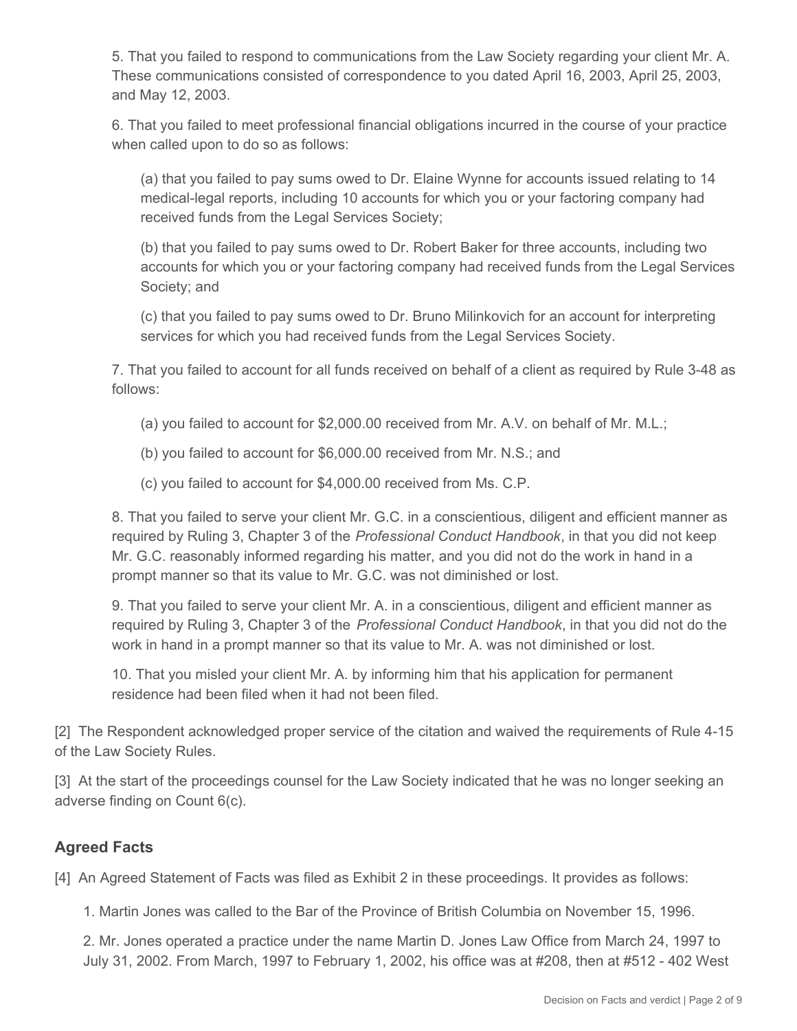5. That you failed to respond to communications from the Law Society regarding your client Mr. A. These communications consisted of correspondence to you dated April 16, 2003, April 25, 2003, and May 12, 2003.

6. That you failed to meet professional financial obligations incurred in the course of your practice when called upon to do so as follows:

(a) that you failed to pay sums owed to Dr. Elaine Wynne for accounts issued relating to 14 medical-legal reports, including 10 accounts for which you or your factoring company had received funds from the Legal Services Society;

(b) that you failed to pay sums owed to Dr. Robert Baker for three accounts, including two accounts for which you or your factoring company had received funds from the Legal Services Society; and

(c) that you failed to pay sums owed to Dr. Bruno Milinkovich for an account for interpreting services for which you had received funds from the Legal Services Society.

7. That you failed to account for all funds received on behalf of a client as required by Rule 3-48 as follows:

(a) you failed to account for $2,000.00 received from Mr. A.V. on behalf of Mr. M.L.;

(b) you failed to account for $6,000.00 received from Mr. N.S.; and

(c) you failed to account for $4,000.00 received from Ms. C.P.

8. That you failed to serve your client Mr. G.C. in a conscientious, diligent and efficient manner as required by Ruling 3, Chapter 3 of the *Professional Conduct Handbook*, in that you did not keep Mr. G.C. reasonably informed regarding his matter, and you did not do the work in hand in a prompt manner so that its value to Mr. G.C. was not diminished or lost.

9. That you failed to serve your client Mr. A. in a conscientious, diligent and efficient manner as required by Ruling 3, Chapter 3 of the *Professional Conduct Handbook*, in that you did not do the work in hand in a prompt manner so that its value to Mr. A. was not diminished or lost.

10. That you misled your client Mr. A. by informing him that his application for permanent residence had been filed when it had not been filed.

[2] The Respondent acknowledged proper service of the citation and waived the requirements of Rule 4-15 of the Law Society Rules.

[3] At the start of the proceedings counsel for the Law Society indicated that he was no longer seeking an adverse finding on Count 6(c).

## Agreed Facts

[4] An Agreed Statement of Facts was filed as Exhibit 2 in these proceedings. It provides as follows:

1. Martin Jones was called to the Bar of the Province of British Columbia on November 15, 1996.

2. Mr. Jones operated a practice under the name Martin D. Jones Law Office from March 24, 1997 to July 31, 2002. From March, 1997 to February 1, 2002, his office was at #208, then at #512 - 402 West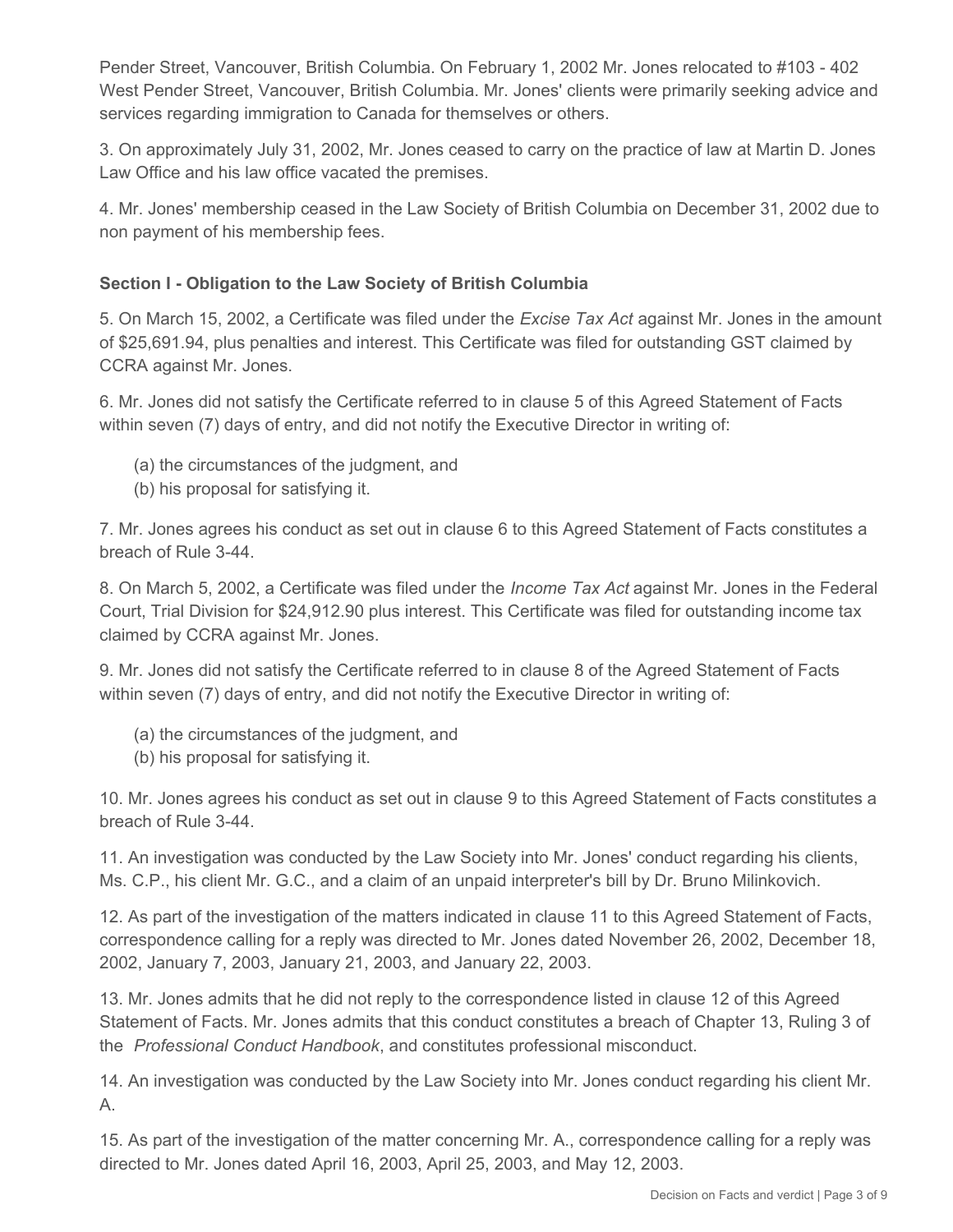Pender Street, Vancouver, British Columbia. On February 1, 2002 Mr. Jones relocated to #103 - 402 West Pender Street, Vancouver, British Columbia. Mr. Jones' clients were primarily seeking advice and services regarding immigration to Canada for themselves or others.

3. On approximately July 31, 2002, Mr. Jones ceased to carry on the practice of law at Martin D. Jones Law Office and his law office vacated the premises.

4. Mr. Jones' membership ceased in the Law Society of British Columbia on December 31, 2002 due to non payment of his membership fees.

**Section I - Obligation to the Law Society of British Columbia**

5. On March 15, 2002, a Certificate was filed under the *Excise Tax Act* against Mr. Jones in the amount of $25,691.94, plus penalties and interest. This Certificate was filed for outstanding GST claimed by CCRA against Mr. Jones.

6. Mr. Jones did not satisfy the Certificate referred to in clause 5 of this Agreed Statement of Facts within seven (7) days of entry, and did not notify the Executive Director in writing of:

(a) the circumstances of the judgment, and
(b) his proposal for satisfying it.

7. Mr. Jones agrees his conduct as set out in clause 6 to this Agreed Statement of Facts constitutes a breach of Rule 3-44.

8. On March 5, 2002, a Certificate was filed under the *Income Tax Act* against Mr. Jones in the Federal Court, Trial Division for $24,912.90 plus interest. This Certificate was filed for outstanding income tax claimed by CCRA against Mr. Jones.

9. Mr. Jones did not satisfy the Certificate referred to in clause 8 of the Agreed Statement of Facts within seven (7) days of entry, and did not notify the Executive Director in writing of:

(a) the circumstances of the judgment, and
(b) his proposal for satisfying it.

10. Mr. Jones agrees his conduct as set out in clause 9 to this Agreed Statement of Facts constitutes a breach of Rule 3-44.

11. An investigation was conducted by the Law Society into Mr. Jones' conduct regarding his clients, Ms. C.P., his client Mr. G.C., and a claim of an unpaid interpreter's bill by Dr. Bruno Milinkovich.

12. As part of the investigation of the matters indicated in clause 11 to this Agreed Statement of Facts, correspondence calling for a reply was directed to Mr. Jones dated November 26, 2002, December 18, 2002, January 7, 2003, January 21, 2003, and January 22, 2003.

13. Mr. Jones admits that he did not reply to the correspondence listed in clause 12 of this Agreed Statement of Facts. Mr. Jones admits that this conduct constitutes a breach of Chapter 13, Ruling 3 of the *Professional Conduct Handbook*, and constitutes professional misconduct.

14. An investigation was conducted by the Law Society into Mr. Jones conduct regarding his client Mr. A.

15. As part of the investigation of the matter concerning Mr. A., correspondence calling for a reply was directed to Mr. Jones dated April 16, 2003, April 25, 2003, and May 12, 2003.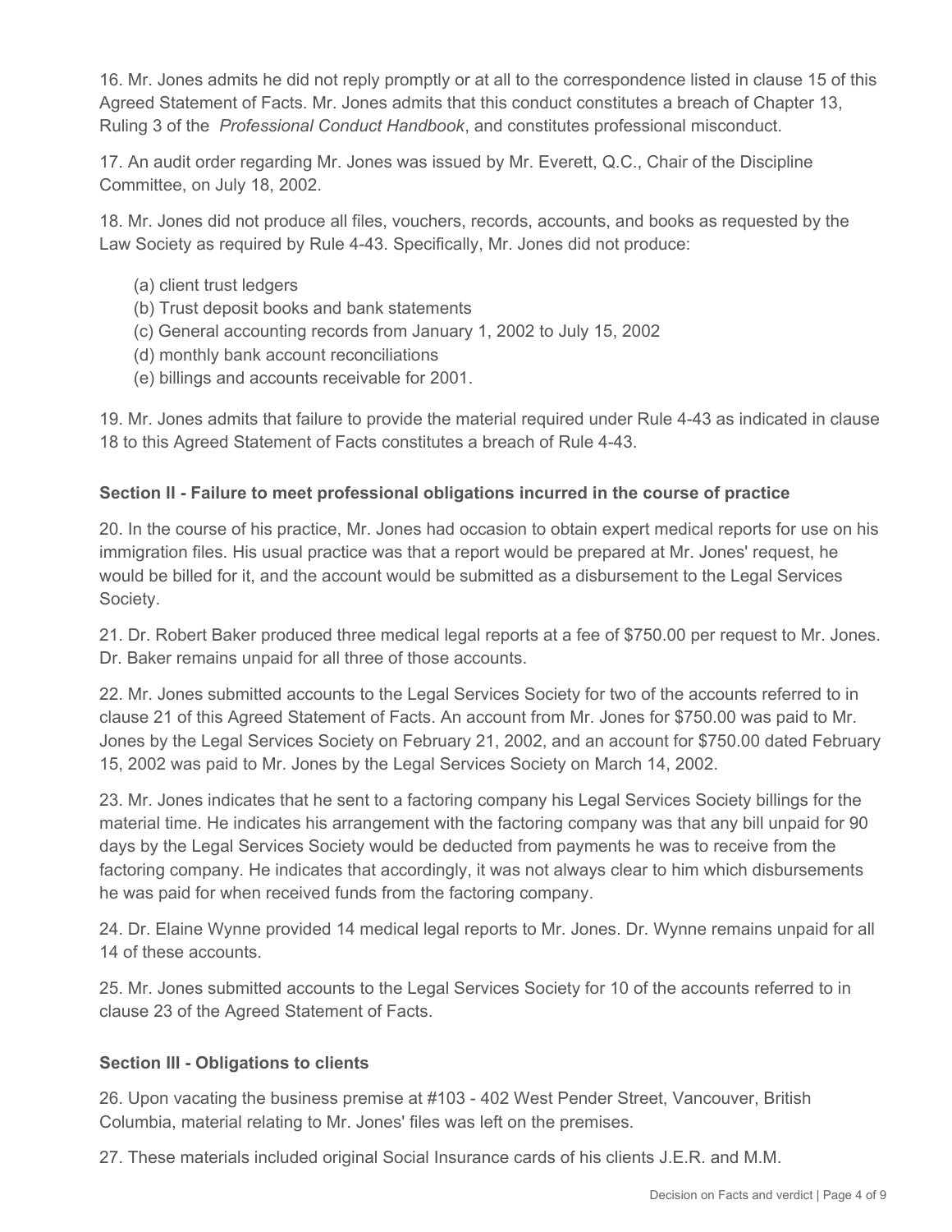16. Mr. Jones admits he did not reply promptly or at all to the correspondence listed in clause 15 of this Agreed Statement of Facts. Mr. Jones admits that this conduct constitutes a breach of Chapter 13, Ruling 3 of the *Professional Conduct Handbook*, and constitutes professional misconduct.

17. An audit order regarding Mr. Jones was issued by Mr. Everett, Q.C., Chair of the Discipline Committee, on July 18, 2002.

18. Mr. Jones did not produce all files, vouchers, records, accounts, and books as requested by the Law Society as required by Rule 4-43. Specifically, Mr. Jones did not produce:

(a) client trust ledgers
(b) Trust deposit books and bank statements
(c) General accounting records from January 1, 2002 to July 15, 2002
(d) monthly bank account reconciliations
(e) billings and accounts receivable for 2001.

19. Mr. Jones admits that failure to provide the material required under Rule 4-43 as indicated in clause 18 to this Agreed Statement of Facts constitutes a breach of Rule 4-43.

### Section II - Failure to meet professional obligations incurred in the course of practice

20. In the course of his practice, Mr. Jones had occasion to obtain expert medical reports for use on his immigration files. His usual practice was that a report would be prepared at Mr. Jones' request, he would be billed for it, and the account would be submitted as a disbursement to the Legal Services Society.

21. Dr. Robert Baker produced three medical legal reports at a fee of $750.00 per request to Mr. Jones. Dr. Baker remains unpaid for all three of those accounts.

22. Mr. Jones submitted accounts to the Legal Services Society for two of the accounts referred to in clause 21 of this Agreed Statement of Facts. An account from Mr. Jones for $750.00 was paid to Mr. Jones by the Legal Services Society on February 21, 2002, and an account for $750.00 dated February 15, 2002 was paid to Mr. Jones by the Legal Services Society on March 14, 2002.

23. Mr. Jones indicates that he sent to a factoring company his Legal Services Society billings for the material time. He indicates his arrangement with the factoring company was that any bill unpaid for 90 days by the Legal Services Society would be deducted from payments he was to receive from the factoring company. He indicates that accordingly, it was not always clear to him which disbursements he was paid for when received funds from the factoring company.

24. Dr. Elaine Wynne provided 14 medical legal reports to Mr. Jones. Dr. Wynne remains unpaid for all 14 of these accounts.

25. Mr. Jones submitted accounts to the Legal Services Society for 10 of the accounts referred to in clause 23 of the Agreed Statement of Facts.

### Section III - Obligations to clients

26. Upon vacating the business premise at #103 - 402 West Pender Street, Vancouver, British Columbia, material relating to Mr. Jones' files was left on the premises.

27. These materials included original Social Insurance cards of his clients J.E.R. and M.M.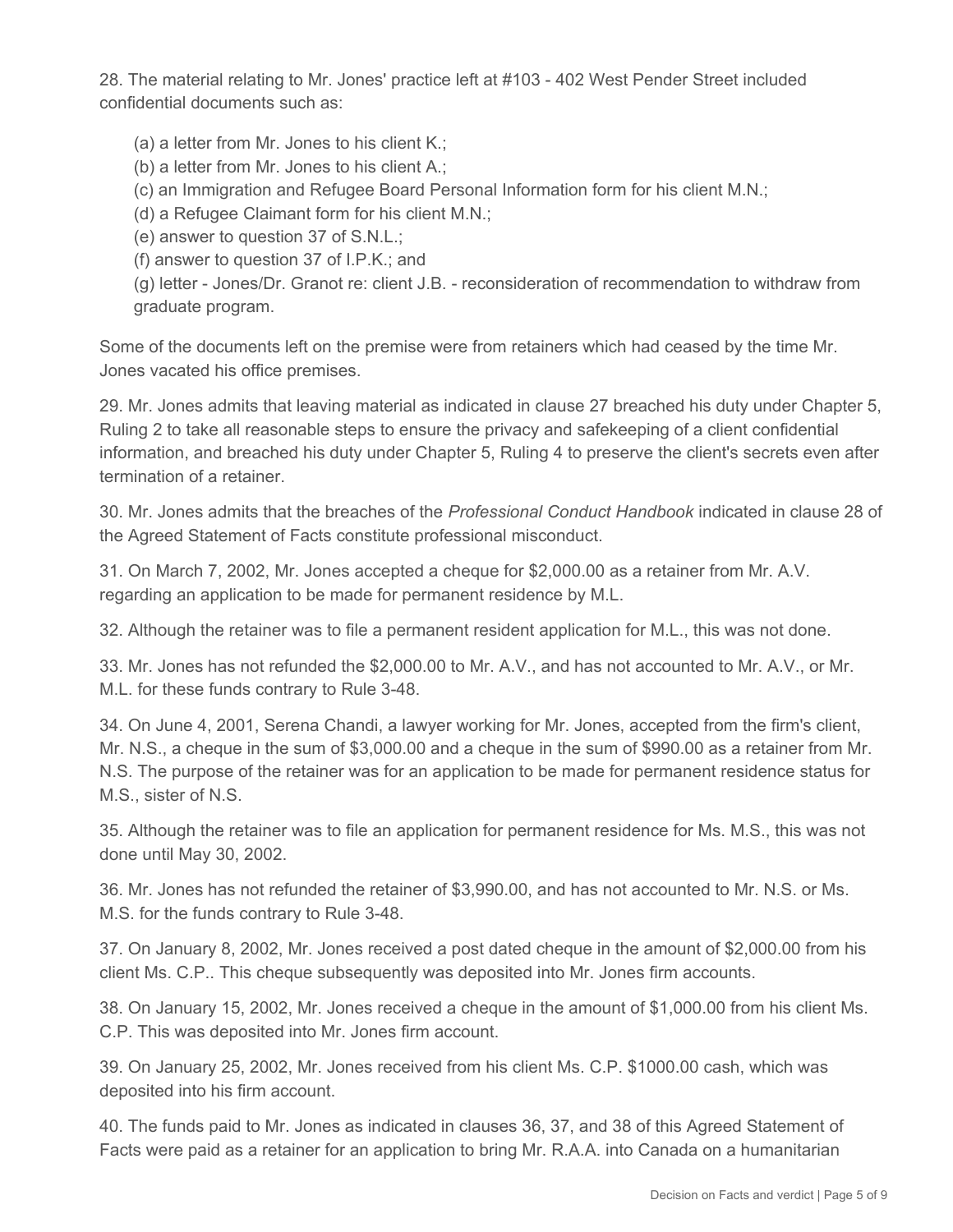28. The material relating to Mr. Jones' practice left at #103 - 402 West Pender Street included confidential documents such as:

(a) a letter from Mr. Jones to his client K.;
(b) a letter from Mr. Jones to his client A.;
(c) an Immigration and Refugee Board Personal Information form for his client M.N.;
(d) a Refugee Claimant form for his client M.N.;
(e) answer to question 37 of S.N.L.;
(f) answer to question 37 of I.P.K.; and
(g) letter - Jones/Dr. Granot re: client J.B. - reconsideration of recommendation to withdraw from graduate program.

Some of the documents left on the premise were from retainers which had ceased by the time Mr. Jones vacated his office premises.

29. Mr. Jones admits that leaving material as indicated in clause 27 breached his duty under Chapter 5, Ruling 2 to take all reasonable steps to ensure the privacy and safekeeping of a client confidential information, and breached his duty under Chapter 5, Ruling 4 to preserve the client's secrets even after termination of a retainer.

30. Mr. Jones admits that the breaches of the *Professional Conduct Handbook* indicated in clause 28 of the Agreed Statement of Facts constitute professional misconduct.

31. On March 7, 2002, Mr. Jones accepted a cheque for $2,000.00 as a retainer from Mr. A.V. regarding an application to be made for permanent residence by M.L.

32. Although the retainer was to file a permanent resident application for M.L., this was not done.

33. Mr. Jones has not refunded the $2,000.00 to Mr. A.V., and has not accounted to Mr. A.V., or Mr. M.L. for these funds contrary to Rule 3-48.

34. On June 4, 2001, Serena Chandi, a lawyer working for Mr. Jones, accepted from the firm's client, Mr. N.S., a cheque in the sum of $3,000.00 and a cheque in the sum of $990.00 as a retainer from Mr. N.S. The purpose of the retainer was for an application to be made for permanent residence status for M.S., sister of N.S.

35. Although the retainer was to file an application for permanent residence for Ms. M.S., this was not done until May 30, 2002.

36. Mr. Jones has not refunded the retainer of $3,990.00, and has not accounted to Mr. N.S. or Ms. M.S. for the funds contrary to Rule 3-48.

37. On January 8, 2002, Mr. Jones received a post dated cheque in the amount of $2,000.00 from his client Ms. C.P.. This cheque subsequently was deposited into Mr. Jones firm accounts.

38. On January 15, 2002, Mr. Jones received a cheque in the amount of $1,000.00 from his client Ms. C.P. This was deposited into Mr. Jones firm account.

39. On January 25, 2002, Mr. Jones received from his client Ms. C.P. $1000.00 cash, which was deposited into his firm account.

40. The funds paid to Mr. Jones as indicated in clauses 36, 37, and 38 of this Agreed Statement of Facts were paid as a retainer for an application to bring Mr. R.A.A. into Canada on a humanitarian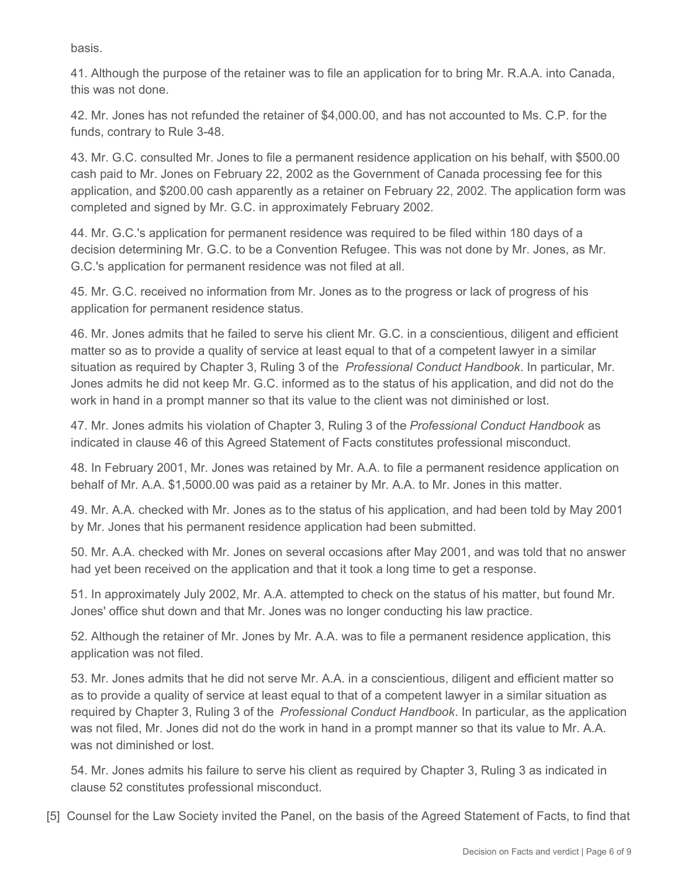basis.

41. Although the purpose of the retainer was to file an application for to bring Mr. R.A.A. into Canada, this was not done.

42. Mr. Jones has not refunded the retainer of $4,000.00, and has not accounted to Ms. C.P. for the funds, contrary to Rule 3-48.

43. Mr. G.C. consulted Mr. Jones to file a permanent residence application on his behalf, with $500.00 cash paid to Mr. Jones on February 22, 2002 as the Government of Canada processing fee for this application, and $200.00 cash apparently as a retainer on February 22, 2002. The application form was completed and signed by Mr. G.C. in approximately February 2002.

44. Mr. G.C.'s application for permanent residence was required to be filed within 180 days of a decision determining Mr. G.C. to be a Convention Refugee. This was not done by Mr. Jones, as Mr. G.C.'s application for permanent residence was not filed at all.

45. Mr. G.C. received no information from Mr. Jones as to the progress or lack of progress of his application for permanent residence status.

46. Mr. Jones admits that he failed to serve his client Mr. G.C. in a conscientious, diligent and efficient matter so as to provide a quality of service at least equal to that of a competent lawyer in a similar situation as required by Chapter 3, Ruling 3 of the *Professional Conduct Handbook*. In particular, Mr. Jones admits he did not keep Mr. G.C. informed as to the status of his application, and did not do the work in hand in a prompt manner so that its value to the client was not diminished or lost.

47. Mr. Jones admits his violation of Chapter 3, Ruling 3 of the *Professional Conduct Handbook* as indicated in clause 46 of this Agreed Statement of Facts constitutes professional misconduct.

48. In February 2001, Mr. Jones was retained by Mr. A.A. to file a permanent residence application on behalf of Mr. A.A. $1,5000.00 was paid as a retainer by Mr. A.A. to Mr. Jones in this matter.

49. Mr. A.A. checked with Mr. Jones as to the status of his application, and had been told by May 2001 by Mr. Jones that his permanent residence application had been submitted.

50. Mr. A.A. checked with Mr. Jones on several occasions after May 2001, and was told that no answer had yet been received on the application and that it took a long time to get a response.

51. In approximately July 2002, Mr. A.A. attempted to check on the status of his matter, but found Mr. Jones' office shut down and that Mr. Jones was no longer conducting his law practice.

52. Although the retainer of Mr. Jones by Mr. A.A. was to file a permanent residence application, this application was not filed.

53. Mr. Jones admits that he did not serve Mr. A.A. in a conscientious, diligent and efficient matter so as to provide a quality of service at least equal to that of a competent lawyer in a similar situation as required by Chapter 3, Ruling 3 of the *Professional Conduct Handbook*. In particular, as the application was not filed, Mr. Jones did not do the work in hand in a prompt manner so that its value to Mr. A.A. was not diminished or lost.

54. Mr. Jones admits his failure to serve his client as required by Chapter 3, Ruling 3 as indicated in clause 52 constitutes professional misconduct.

[5] Counsel for the Law Society invited the Panel, on the basis of the Agreed Statement of Facts, to find that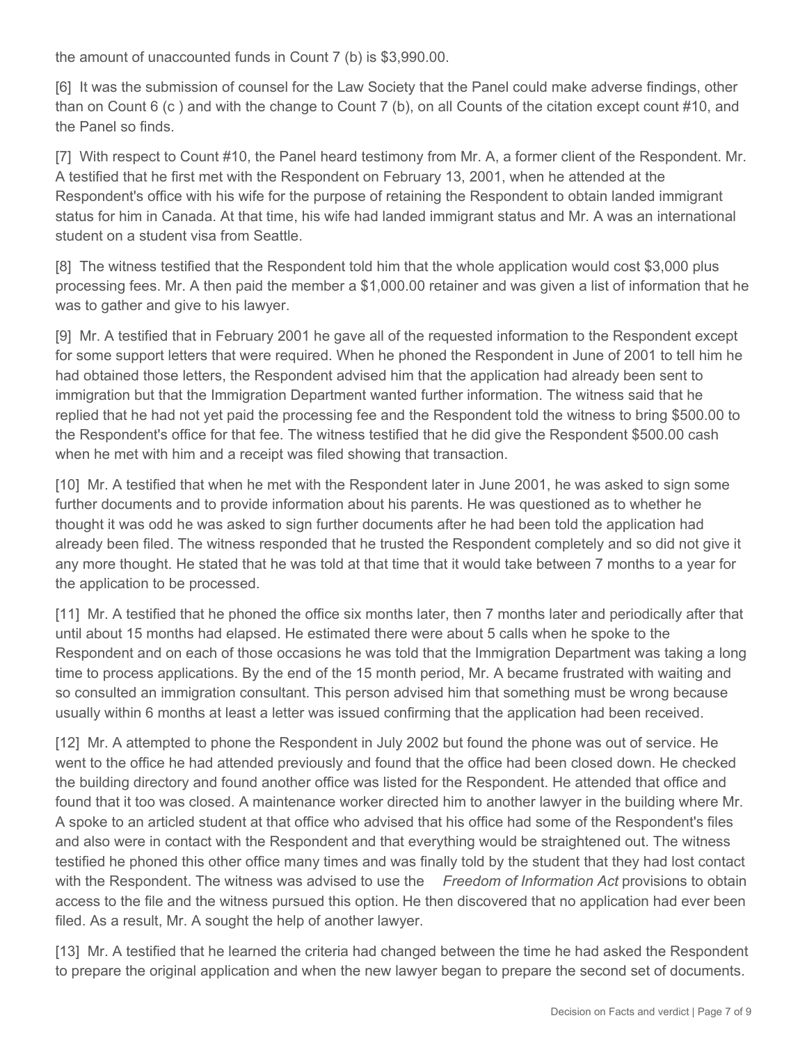the amount of unaccounted funds in Count 7 (b) is $3,990.00.

[6] It was the submission of counsel for the Law Society that the Panel could make adverse findings, other than on Count 6 (c ) and with the change to Count 7 (b), on all Counts of the citation except count #10, and the Panel so finds.

[7] With respect to Count #10, the Panel heard testimony from Mr. A, a former client of the Respondent. Mr. A testified that he first met with the Respondent on February 13, 2001, when he attended at the Respondent's office with his wife for the purpose of retaining the Respondent to obtain landed immigrant status for him in Canada. At that time, his wife had landed immigrant status and Mr. A was an international student on a student visa from Seattle.

[8] The witness testified that the Respondent told him that the whole application would cost $3,000 plus processing fees. Mr. A then paid the member a $1,000.00 retainer and was given a list of information that he was to gather and give to his lawyer.

[9] Mr. A testified that in February 2001 he gave all of the requested information to the Respondent except for some support letters that were required. When he phoned the Respondent in June of 2001 to tell him he had obtained those letters, the Respondent advised him that the application had already been sent to immigration but that the Immigration Department wanted further information. The witness said that he replied that he had not yet paid the processing fee and the Respondent told the witness to bring $500.00 to the Respondent's office for that fee. The witness testified that he did give the Respondent $500.00 cash when he met with him and a receipt was filed showing that transaction.

[10] Mr. A testified that when he met with the Respondent later in June 2001, he was asked to sign some further documents and to provide information about his parents. He was questioned as to whether he thought it was odd he was asked to sign further documents after he had been told the application had already been filed. The witness responded that he trusted the Respondent completely and so did not give it any more thought. He stated that he was told at that time that it would take between 7 months to a year for the application to be processed.

[11] Mr. A testified that he phoned the office six months later, then 7 months later and periodically after that until about 15 months had elapsed. He estimated there were about 5 calls when he spoke to the Respondent and on each of those occasions he was told that the Immigration Department was taking a long time to process applications. By the end of the 15 month period, Mr. A became frustrated with waiting and so consulted an immigration consultant. This person advised him that something must be wrong because usually within 6 months at least a letter was issued confirming that the application had been received.

[12] Mr. A attempted to phone the Respondent in July 2002 but found the phone was out of service. He went to the office he had attended previously and found that the office had been closed down. He checked the building directory and found another office was listed for the Respondent. He attended that office and found that it too was closed. A maintenance worker directed him to another lawyer in the building where Mr. A spoke to an articled student at that office who advised that his office had some of the Respondent's files and also were in contact with the Respondent and that everything would be straightened out. The witness testified he phoned this other office many times and was finally told by the student that they had lost contact with the Respondent. The witness was advised to use the *Freedom of Information Act* provisions to obtain access to the file and the witness pursued this option. He then discovered that no application had ever been filed. As a result, Mr. A sought the help of another lawyer.

[13] Mr. A testified that he learned the criteria had changed between the time he had asked the Respondent to prepare the original application and when the new lawyer began to prepare the second set of documents.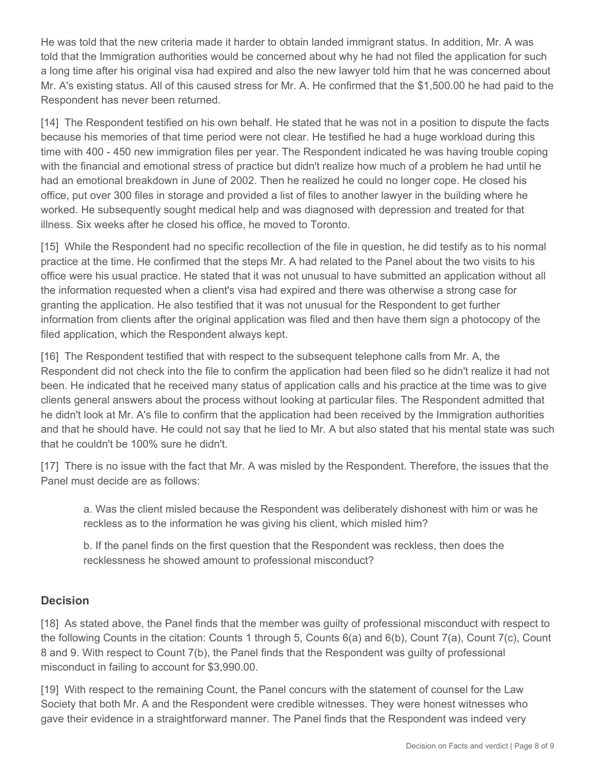He was told that the new criteria made it harder to obtain landed immigrant status. In addition, Mr. A was told that the Immigration authorities would be concerned about why he had not filed the application for such a long time after his original visa had expired and also the new lawyer told him that he was concerned about Mr. A's existing status. All of this caused stress for Mr. A. He confirmed that the $1,500.00 he had paid to the Respondent has never been returned.

[14] The Respondent testified on his own behalf. He stated that he was not in a position to dispute the facts because his memories of that time period were not clear. He testified he had a huge workload during this time with 400 - 450 new immigration files per year. The Respondent indicated he was having trouble coping with the financial and emotional stress of practice but didn't realize how much of a problem he had until he had an emotional breakdown in June of 2002. Then he realized he could no longer cope. He closed his office, put over 300 files in storage and provided a list of files to another lawyer in the building where he worked. He subsequently sought medical help and was diagnosed with depression and treated for that illness. Six weeks after he closed his office, he moved to Toronto.

[15] While the Respondent had no specific recollection of the file in question, he did testify as to his normal practice at the time. He confirmed that the steps Mr. A had related to the Panel about the two visits to his office were his usual practice. He stated that it was not unusual to have submitted an application without all the information requested when a client's visa had expired and there was otherwise a strong case for granting the application. He also testified that it was not unusual for the Respondent to get further information from clients after the original application was filed and then have them sign a photocopy of the filed application, which the Respondent always kept.

[16] The Respondent testified that with respect to the subsequent telephone calls from Mr. A, the Respondent did not check into the file to confirm the application had been filed so he didn't realize it had not been. He indicated that he received many status of application calls and his practice at the time was to give clients general answers about the process without looking at particular files. The Respondent admitted that he didn't look at Mr. A's file to confirm that the application had been received by the Immigration authorities and that he should have. He could not say that he lied to Mr. A but also stated that his mental state was such that he couldn't be 100% sure he didn't.

[17] There is no issue with the fact that Mr. A was misled by the Respondent. Therefore, the issues that the Panel must decide are as follows:

> a. Was the client misled because the Respondent was deliberately dishonest with him or was he reckless as to the information he was giving his client, which misled him?
>
> b. If the panel finds on the first question that the Respondent was reckless, then does the recklessness he showed amount to professional misconduct?

## Decision

[18] As stated above, the Panel finds that the member was guilty of professional misconduct with respect to the following Counts in the citation: Counts 1 through 5, Counts 6(a) and 6(b), Count 7(a), Count 7(c), Count 8 and 9. With respect to Count 7(b), the Panel finds that the Respondent was guilty of professional misconduct in failing to account for $3,990.00.

[19] With respect to the remaining Count, the Panel concurs with the statement of counsel for the Law Society that both Mr. A and the Respondent were credible witnesses. They were honest witnesses who gave their evidence in a straightforward manner. The Panel finds that the Respondent was indeed very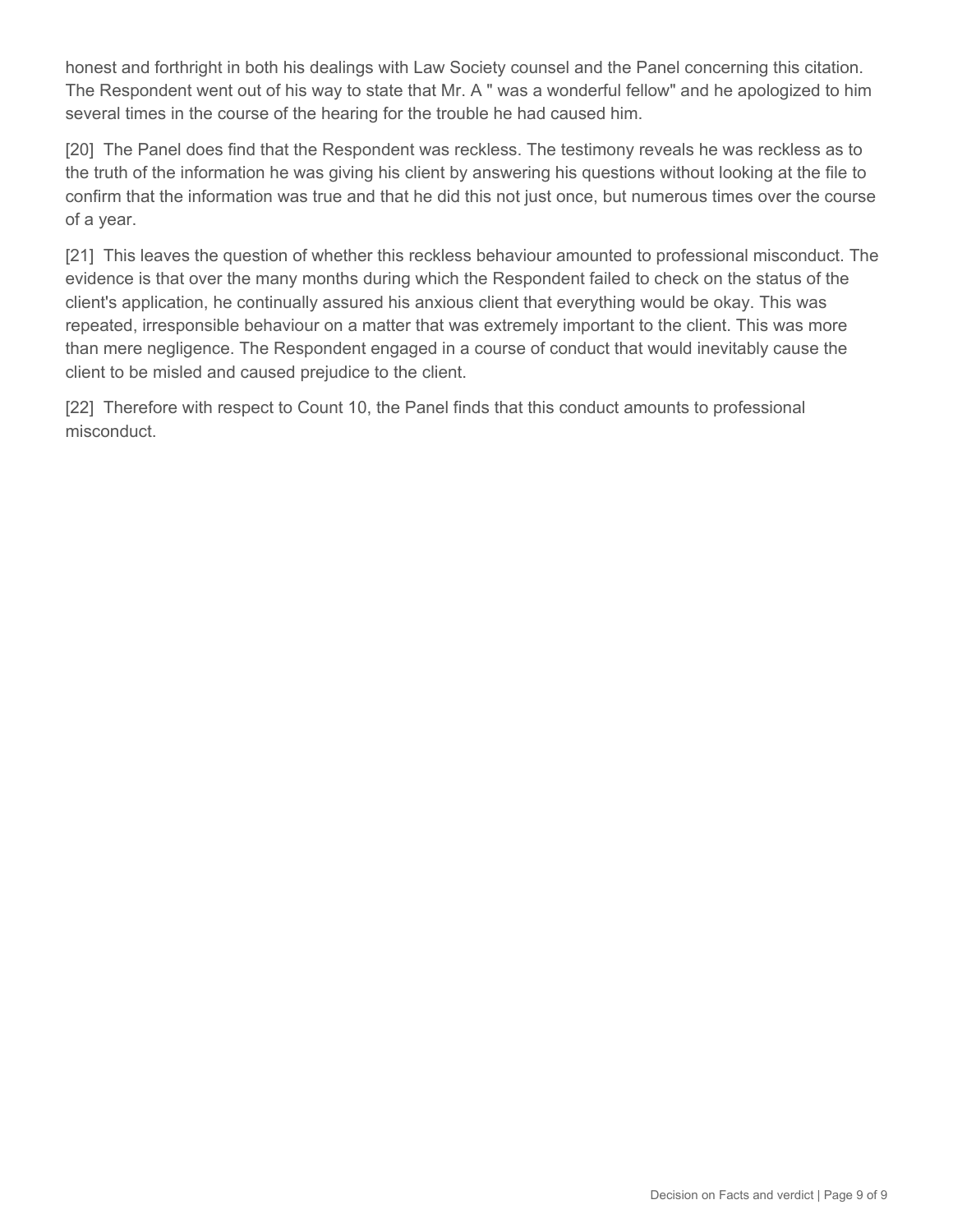honest and forthright in both his dealings with Law Society counsel and the Panel concerning this citation. The Respondent went out of his way to state that Mr. A " was a wonderful fellow" and he apologized to him several times in the course of the hearing for the trouble he had caused him.

[20] The Panel does find that the Respondent was reckless. The testimony reveals he was reckless as to the truth of the information he was giving his client by answering his questions without looking at the file to confirm that the information was true and that he did this not just once, but numerous times over the course of a year.

[21] This leaves the question of whether this reckless behaviour amounted to professional misconduct. The evidence is that over the many months during which the Respondent failed to check on the status of the client's application, he continually assured his anxious client that everything would be okay. This was repeated, irresponsible behaviour on a matter that was extremely important to the client. This was more than mere negligence. The Respondent engaged in a course of conduct that would inevitably cause the client to be misled and caused prejudice to the client.

[22] Therefore with respect to Count 10, the Panel finds that this conduct amounts to professional misconduct.